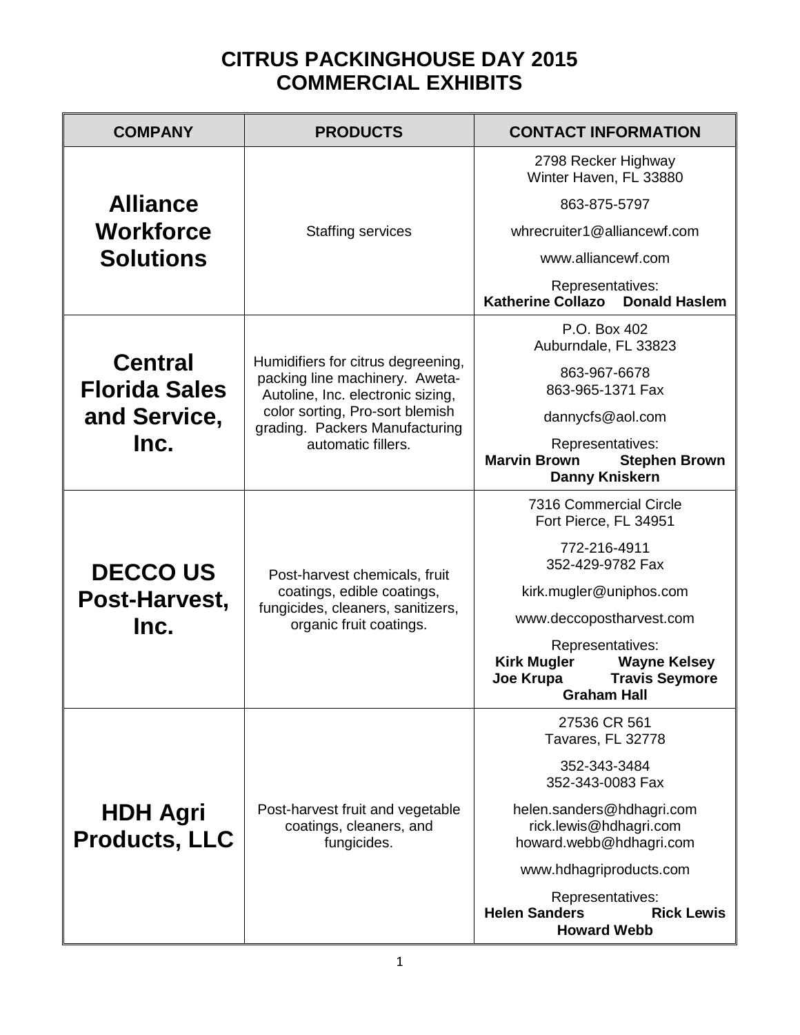# CITRUS PACKINGHOUSE DAY 2015
# COMMERCIAL EXHIBITS

| COMPANY | PRODUCTS | CONTACT INFORMATION |
|---|---|---|
| **Alliance Workforce Solutions** | Staffing services | 2798 Recker Highway<br>Winter Haven, FL 33880<br><br>863-875-5797<br><br>whrecruiter1@alliancewf.com<br><br>www.alliancewf.com<br><br>Representatives:<br>**Katherine Collazo** **Donald Haslem** |
| **Central Florida Sales and Service, Inc.** | Humidifiers for citrus degreening, packing line machinery. Aweta-Autoline, Inc. electronic sizing, color sorting, Pro-sort blemish grading. Packers Manufacturing automatic fillers. | P.O. Box 402<br>Auburndale, FL 33823<br><br>863-967-6678<br>863-965-1371 Fax<br><br>dannycfs@aol.com<br><br>Representatives:<br>**Marvin Brown** **Stephen Brown**<br>**Danny Kniskern** |
| **DECCO US Post-Harvest, Inc.** | Post-harvest chemicals, fruit coatings, edible coatings, fungicides, cleaners, sanitizers, organic fruit coatings. | 7316 Commercial Circle<br>Fort Pierce, FL 34951<br><br>772-216-4911<br>352-429-9782 Fax<br><br>kirk.mugler@uniphos.com<br><br>www.deccopostharvest.com<br><br>Representatives:<br>**Kirk Mugler** **Wayne Kelsey**<br>**Joe Krupa** **Travis Seymore**<br>**Graham Hall** |
| **HDH Agri Products, LLC** | Post-harvest fruit and vegetable coatings, cleaners, and fungicides. | 27536 CR 561<br>Tavares, FL 32778<br><br>352-343-3484<br>352-343-0083 Fax<br><br>helen.sanders@hdhagri.com<br>rick.lewis@hdhagri.com<br>howard.webb@hdhagri.com<br><br>www.hdhagriproducts.com<br><br>Representatives:<br>**Helen Sanders** **Rick Lewis**<br>**Howard Webb** |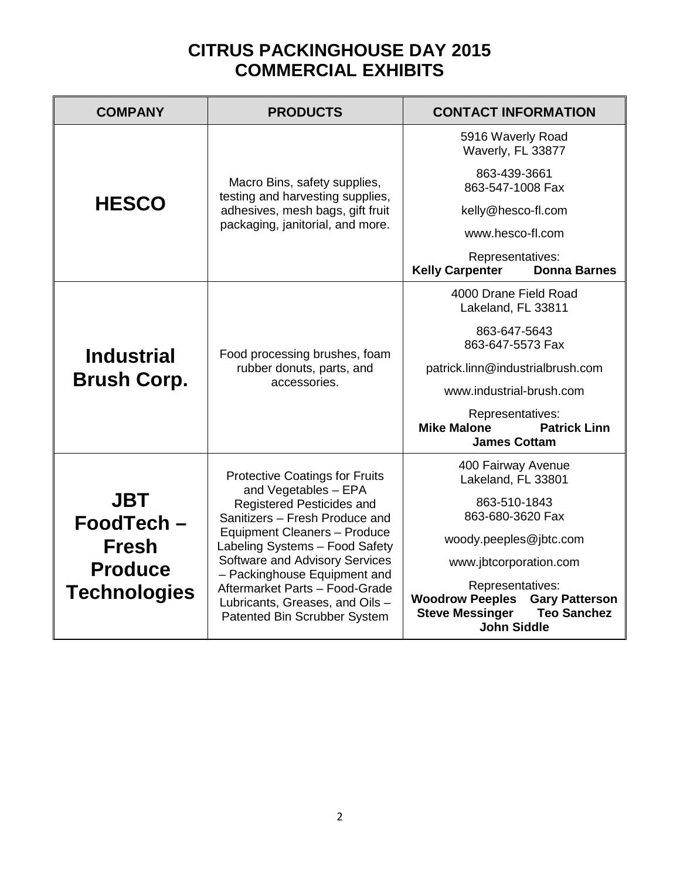# CITRUS PACKINGHOUSE DAY 2015
# COMMERCIAL EXHIBITS

| COMPANY | PRODUCTS | CONTACT INFORMATION |
|---|---|---|
| **HESCO** | Macro Bins, safety supplies, testing and harvesting supplies, adhesives, mesh bags, gift fruit packaging, janitorial, and more. | 5916 Waverly Road<br>Waverly, FL 33877<br><br>863-439-3661<br>863-547-1008 Fax<br><br>kelly@hesco-fl.com<br><br>www.hesco-fl.com<br><br>Representatives:<br>**Kelly Carpenter** **Donna Barnes** |
| **Industrial Brush Corp.** | Food processing brushes, foam rubber donuts, parts, and accessories. | 4000 Drane Field Road<br>Lakeland, FL 33811<br><br>863-647-5643<br>863-647-5573 Fax<br><br>patrick.linn@industrialbrush.com<br><br>www.industrial-brush.com<br><br>Representatives:<br>**Mike Malone** **Patrick Linn**<br>**James Cottam** |
| **JBT FoodTech – Fresh Produce Technologies** | Protective Coatings for Fruits and Vegetables – EPA Registered Pesticides and Sanitizers – Fresh Produce and Equipment Cleaners – Produce Labeling Systems – Food Safety Software and Advisory Services – Packinghouse Equipment and Aftermarket Parts – Food-Grade Lubricants, Greases, and Oils – Patented Bin Scrubber System | 400 Fairway Avenue<br>Lakeland, FL 33801<br><br>863-510-1843<br>863-680-3620 Fax<br><br>woody.peeples@jbtc.com<br><br>www.jbtcorporation.com<br><br>Representatives:<br>**Woodrow Peeples** **Gary Patterson**<br>**Steve Messinger** **Teo Sanchez**<br>**John Siddle** |